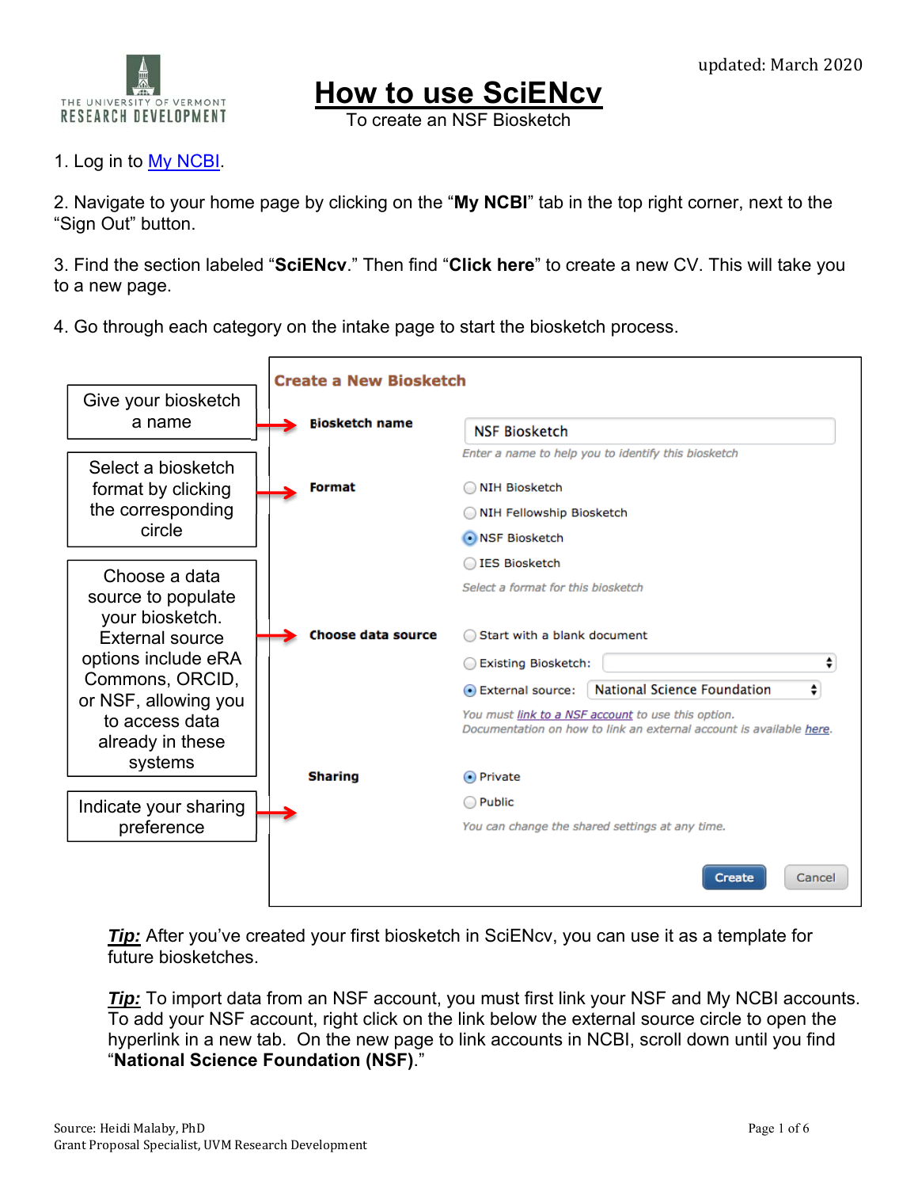updated: March 2020

THE UNIVERSITY OF VERMONT
RESEARCH DEVELOPMENT

# How to use SciENcv

To create an NSF Biosketch

1. Log in to My NCBI.

2. Navigate to your home page by clicking on the "**My NCBI**" tab in the top right corner, next to the "Sign Out" button.

3. Find the section labeled "**SciENcv**." Then find "**Click here**" to create a new CV. This will take you to a new page.

4. Go through each category on the intake page to start the biosketch process.

Give your biosketch a name

Select a biosketch format by clicking the corresponding circle

Choose a data source to populate your biosketch. External source options include eRA Commons, ORCID, or NSF, allowing you to access data already in these systems

Indicate your sharing preference

**Create a New Biosketch**

**Biosketch name** — NSF Biosketch
*Enter a name to help you to identify this biosketch*

**Format**
- NIH Biosketch
- NIH Fellowship Biosketch
- NSF Biosketch (selected)
- IES Biosketch

*Select a format for this biosketch*

**Choose data source**
- Start with a blank document
- Existing Biosketch:
- External source: National Science Foundation (selected)

*You must link to a NSF account to use this option.*
*Documentation on how to link an external account is available here.*

**Sharing**
- Private (selected)
- Public

*You can change the shared settings at any time.*

Create | Cancel

***Tip:*** After you've created your first biosketch in SciENcv, you can use it as a template for future biosketches.

***Tip:*** To import data from an NSF account, you must first link your NSF and My NCBI accounts. To add your NSF account, right click on the link below the external source circle to open the hyperlink in a new tab. On the new page to link accounts in NCBI, scroll down until you find "**National Science Foundation (NSF)**."

Source: Heidi Malaby, PhD
Grant Proposal Specialist, UVM Research Development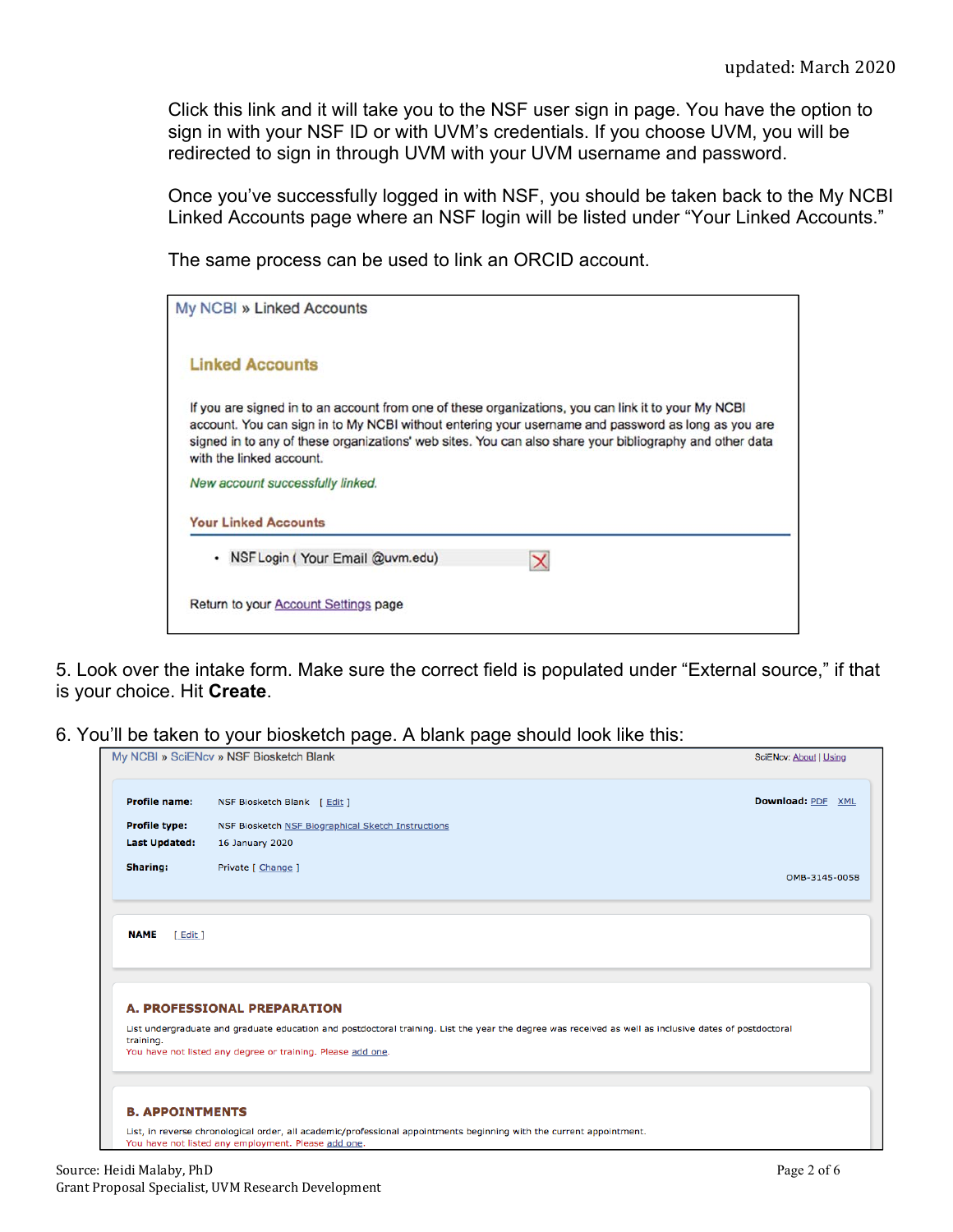updated: March 2020

Click this link and it will take you to the NSF user sign in page. You have the option to sign in with your NSF ID or with UVM's credentials. If you choose UVM, you will be redirected to sign in through UVM with your UVM username and password.

Once you've successfully logged in with NSF, you should be taken back to the My NCBI Linked Accounts page where an NSF login will be listed under "Your Linked Accounts."

The same process can be used to link an ORCID account.

My NCBI » Linked Accounts

**Linked Accounts**

If you are signed in to an account from one of these organizations, you can link it to your My NCBI account. You can sign in to My NCBI without entering your username and password as long as you are signed in to any of these organizations' web sites. You can also share your bibliography and other data with the linked account.

*New account successfully linked.*

**Your Linked Accounts**

- NSF Login ( Your Email @uvm.edu)

Return to your Account Settings page

5. Look over the intake form. Make sure the correct field is populated under "External source," if that is your choice. Hit **Create**.

6. You'll be taken to your biosketch page. A blank page should look like this:

My NCBI » SciENcv » NSF Biosketch Blank

SciENcv: About | Using

**Profile name:** NSF Biosketch Blank [ Edit ]

**Download:** PDF XML

**Profile type:** NSF Biosketch NSF Biographical Sketch Instructions

**Last Updated:** 16 January 2020

**Sharing:** Private [ Change ]

OMB-3145-0058

**NAME** [ Edit ]

**A. PROFESSIONAL PREPARATION**

List undergraduate and graduate education and postdoctoral training. List the year the degree was received as well as inclusive dates of postdoctoral training.
You have not listed any degree or training. Please add one.

**B. APPOINTMENTS**

List, in reverse chronological order, all academic/professional appointments beginning with the current appointment.
You have not listed any employment. Please add one.

Source: Heidi Malaby, PhD
Grant Proposal Specialist, UVM Research Development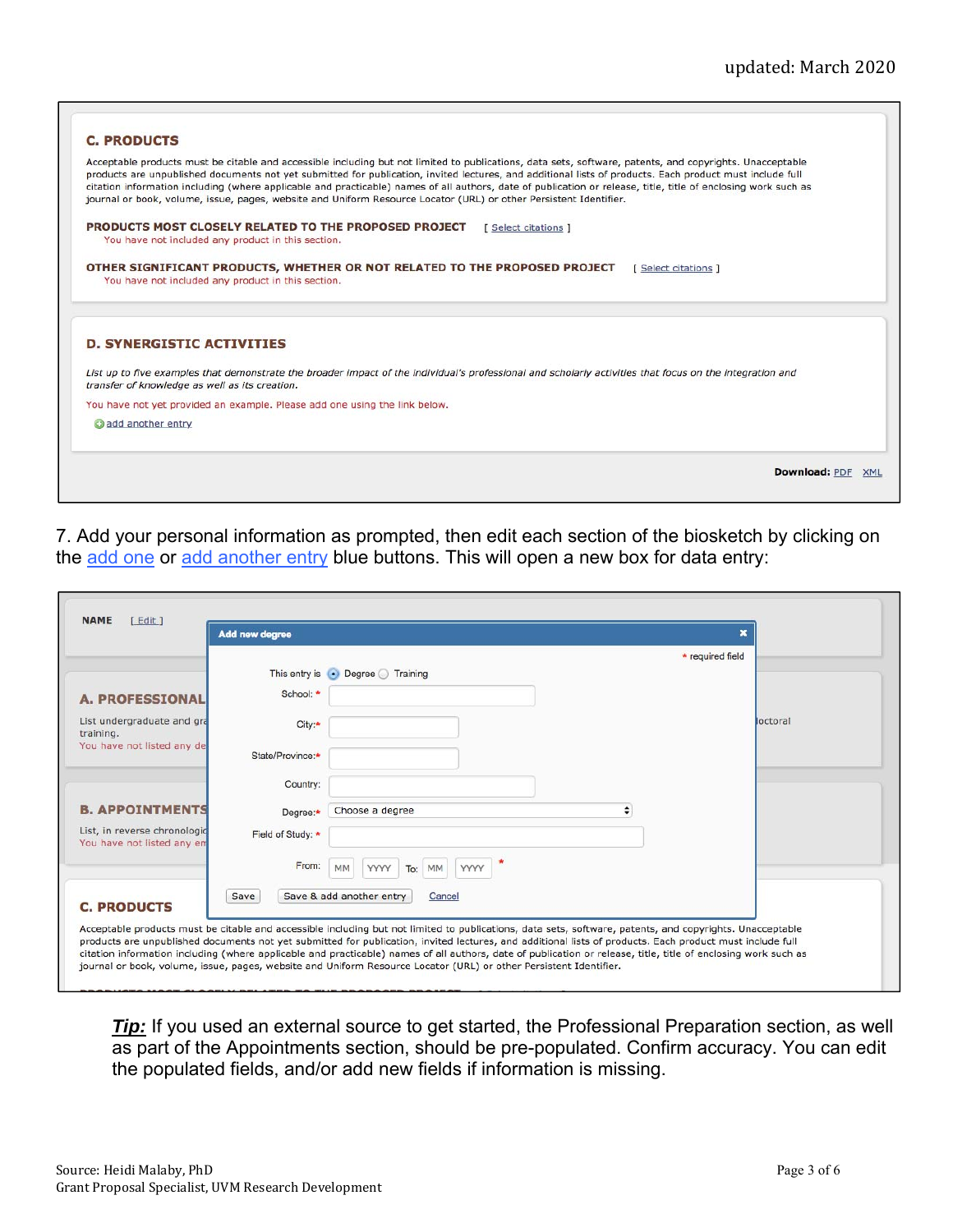updated: March 2020

**C. PRODUCTS**

Acceptable products must be citable and accessible including but not limited to publications, data sets, software, patents, and copyrights. Unacceptable products are unpublished documents not yet submitted for publication, invited lectures, and additional lists of products. Each product must include full citation information including (where applicable and practicable) names of all authors, date of publication or release, title, title of enclosing work such as journal or book, volume, issue, pages, website and Uniform Resource Locator (URL) or other Persistent Identifier.

**PRODUCTS MOST CLOSELY RELATED TO THE PROPOSED PROJECT** [ Select citations ]

You have not included any product in this section.

**OTHER SIGNIFICANT PRODUCTS, WHETHER OR NOT RELATED TO THE PROPOSED PROJECT** [ Select citations ]

You have not included any product in this section.

**D. SYNERGISTIC ACTIVITIES**

*List up to five examples that demonstrate the broader impact of the individual's professional and scholarly activities that focus on the integration and transfer of knowledge as well as its creation.*

You have not yet provided an example. Please add one using the link below.

add another entry

**Download:** PDF XML

7. Add your personal information as prompted, then edit each section of the biosketch by clicking on the add one or add another entry blue buttons. This will open a new box for data entry:

**NAME** [ Edit ]

**Add new degree**

* required field

This entry is (•) Degree ( ) Training

School: *

City:*

State/Province:*

Country:

Degree:* Choose a degree

Field of Study: *

From: MM YYYY To: MM YYYY *

Save | Save & add another entry | Cancel

**A. PROFESSIONAL**

List undergraduate and gra... ...doctoral training.

You have not listed any de...

**B. APPOINTMENTS**

List, in reverse chronologic...

You have not listed any em...

**C. PRODUCTS**

Acceptable products must be citable and accessible including but not limited to publications, data sets, software, patents, and copyrights. Unacceptable products are unpublished documents not yet submitted for publication, invited lectures, and additional lists of products. Each product must include full citation information including (where applicable and practicable) names of all authors, date of publication or release, title, title of enclosing work such as journal or book, volume, issue, pages, website and Uniform Resource Locator (URL) or other Persistent Identifier.

***Tip:*** If you used an external source to get started, the Professional Preparation section, as well as part of the Appointments section, should be pre-populated. Confirm accuracy. You can edit the populated fields, and/or add new fields if information is missing.

Source: Heidi Malaby, PhD
Grant Proposal Specialist, UVM Research Development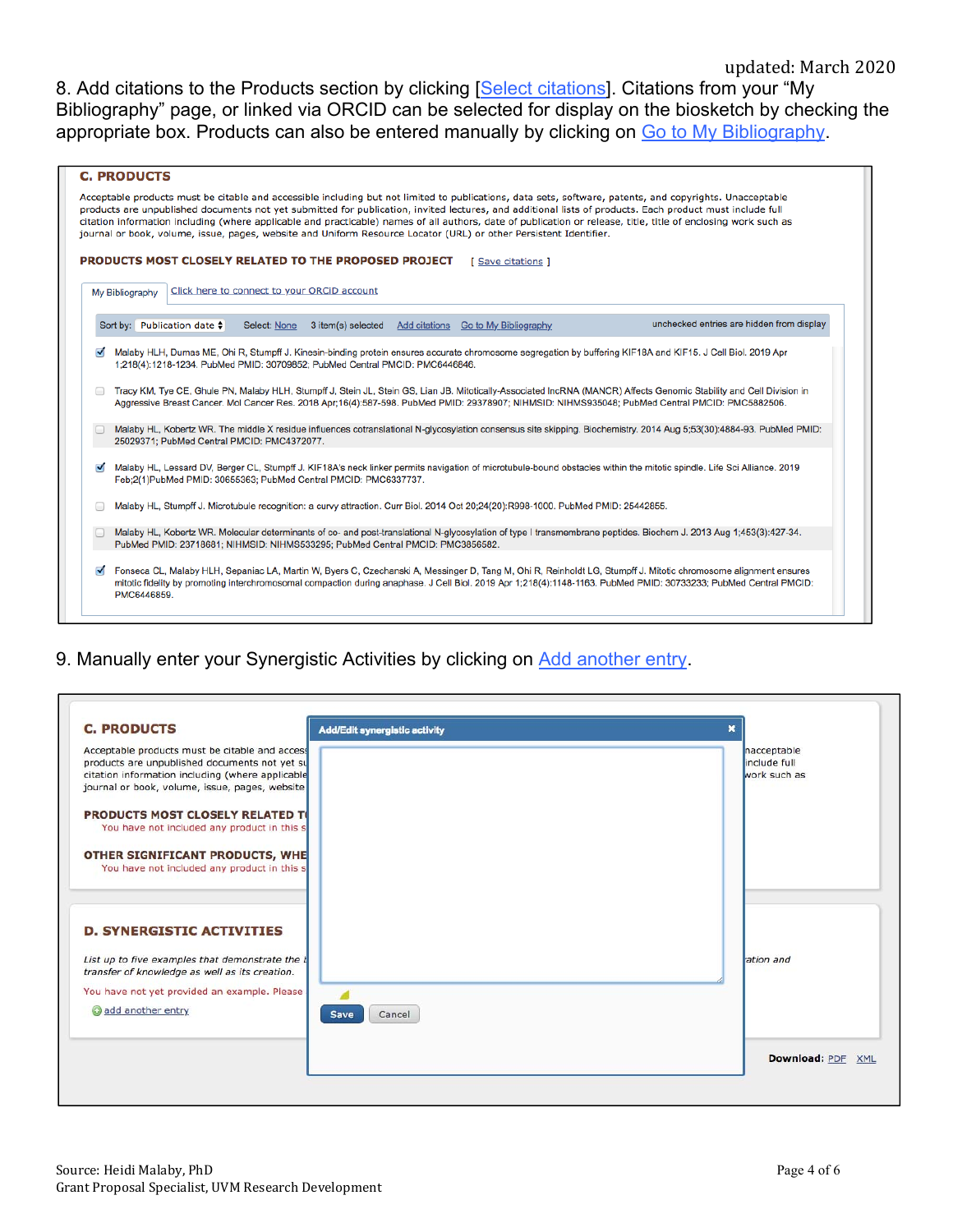8. Add citations to the Products section by clicking [Select citations]. Citations from your "My Bibliography" page, or linked via ORCID can be selected for display on the biosketch by checking the appropriate box. Products can also be entered manually by clicking on Go to My Bibliography.

**C. PRODUCTS**

Acceptable products must be citable and accessible including but not limited to publications, data sets, software, patents, and copyrights. Unacceptable products are unpublished documents not yet submitted for publication, invited lectures, and additional lists of products. Each product must include full citation information including (where applicable and practicable) names of all authors, date of publication or release, title, title of enclosing work such as journal or book, volume, issue, pages, website and Uniform Resource Locator (URL) or other Persistent Identifier.

**PRODUCTS MOST CLOSELY RELATED TO THE PROPOSED PROJECT** [ Save citations ]

My Bibliography | Click here to connect to your ORCID account

Sort by: Publication date | Select: None | 3 item(s) selected | Add citations | Go to My Bibliography | unchecked entries are hidden from display

- [x] Malaby HLH, Dumas ME, Ohi R, Stumpff J. Kinesin-binding protein ensures accurate chromosome segregation by buffering KIF18A and KIF15. J Cell Biol. 2019 Apr 1;218(4):1218-1234. PubMed PMID: 30709852; PubMed Central PMCID: PMC6446846.
- [ ] Tracy KM, Tye CE, Ghule PN, Malaby HLH, Stumpff J, Stein JL, Stein GS, Lian JB. Mitotically-Associated lncRNA (MANCR) Affects Genomic Stability and Cell Division in Aggressive Breast Cancer. Mol Cancer Res. 2018 Apr;16(4):587-598. PubMed PMID: 29378907; NIHMSID: NIHMS935048; PubMed Central PMCID: PMC5882506.
- [ ] Malaby HL, Kobertz WR. The middle X residue influences cotranslational N-glycosylation consensus site skipping. Biochemistry. 2014 Aug 5;53(30):4884-93. PubMed PMID: 25029371; PubMed Central PMCID: PMC4372077.
- [x] Malaby HL, Lessard DV, Berger CL, Stumpff J. KIF18A's neck linker permits navigation of microtubule-bound obstacles within the mitotic spindle. Life Sci Alliance. 2019 Feb;2(1)PubMed PMID: 30655363; PubMed Central PMCID: PMC6337737.
- [ ] Malaby HL, Stumpff J. Microtubule recognition: a curvy attraction. Curr Biol. 2014 Oct 20;24(20):R998-1000. PubMed PMID: 25442855.
- [ ] Malaby HL, Kobertz WR. Molecular determinants of co- and post-translational N-glycosylation of type I transmembrane peptides. Biochem J. 2013 Aug 1;453(3):427-34. PubMed PMID: 23718681; NIHMSID: NIHMS533295; PubMed Central PMCID: PMC3856582.
- [x] Fonseca CL, Malaby HLH, Sepaniac LA, Martin W, Byers C, Czechanski A, Messinger D, Tang M, Ohi R, Reinholdt LG, Stumpff J. Mitotic chromosome alignment ensures mitotic fidelity by promoting interchromosomal compaction during anaphase. J Cell Biol. 2019 Apr 1;218(4):1148-1163. PubMed PMID: 30733233; PubMed Central PMCID: PMC6446859.

9. Manually enter your Synergistic Activities by clicking on Add another entry.

**C. PRODUCTS**

Acceptable products must be citable and access... products are unpublished documents not yet su... citation information including (where applicable... journal or book, volume, issue, pages, website ... nacceptable ... include full ... work such as

**PRODUCTS MOST CLOSELY RELATED T...**
You have not included any product in this s...

**OTHER SIGNIFICANT PRODUCTS, WHE...**
You have not included any product in this s...

**Add/Edit synergistic activity**

Save | Cancel

**D. SYNERGISTIC ACTIVITIES**

*List up to five examples that demonstrate the ... ation and transfer of knowledge as well as its creation.*

You have not yet provided an example. Please ...

add another entry

**Download:** PDF XML

Source: Heidi Malaby, PhD
Grant Proposal Specialist, UVM Research Development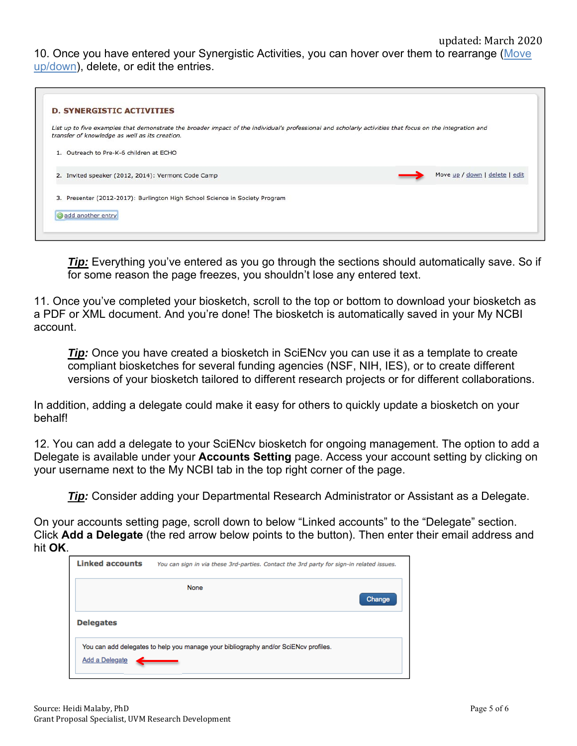updated: March 2020

10. Once you have entered your Synergistic Activities, you can hover over them to rearrange (Move up/down), delete, or edit the entries.

**D. SYNERGISTIC ACTIVITIES**

*List up to five examples that demonstrate the broader impact of the individual's professional and scholarly activities that focus on the integration and transfer of knowledge as well as its creation.*

1. Outreach to Pre-K-6 children at ECHO
2. Invited speaker (2012, 2014): Vermont Code Camp — Move up / down | delete | edit
3. Presenter (2012-2017): Burlington High School Science in Society Program

add another entry

> ***Tip:*** Everything you've entered as you go through the sections should automatically save. So if for some reason the page freezes, you shouldn't lose any entered text.

11. Once you've completed your biosketch, scroll to the top or bottom to download your biosketch as a PDF or XML document. And you're done! The biosketch is automatically saved in your My NCBI account.

> ***Tip:*** Once you have created a biosketch in SciENcv you can use it as a template to create compliant biosketches for several funding agencies (NSF, NIH, IES), or to create different versions of your biosketch tailored to different research projects or for different collaborations.

In addition, adding a delegate could make it easy for others to quickly update a biosketch on your behalf!

12. You can add a delegate to your SciENcv biosketch for ongoing management. The option to add a Delegate is available under your **Accounts Setting** page. Access your account setting by clicking on your username next to the My NCBI tab in the top right corner of the page.

> ***Tip:*** Consider adding your Departmental Research Administrator or Assistant as a Delegate.

On your accounts setting page, scroll down to below "Linked accounts" to the "Delegate" section. Click **Add a Delegate** (the red arrow below points to the button). Then enter their email address and hit **OK**.

**Linked accounts** *You can sign in via these 3rd-parties. Contact the 3rd party for sign-in related issues.*

None

Change

**Delegates**

You can add delegates to help you manage your bibliography and/or SciENcv profiles.

Add a Delegate

Source: Heidi Malaby, PhD
Grant Proposal Specialist, UVM Research Development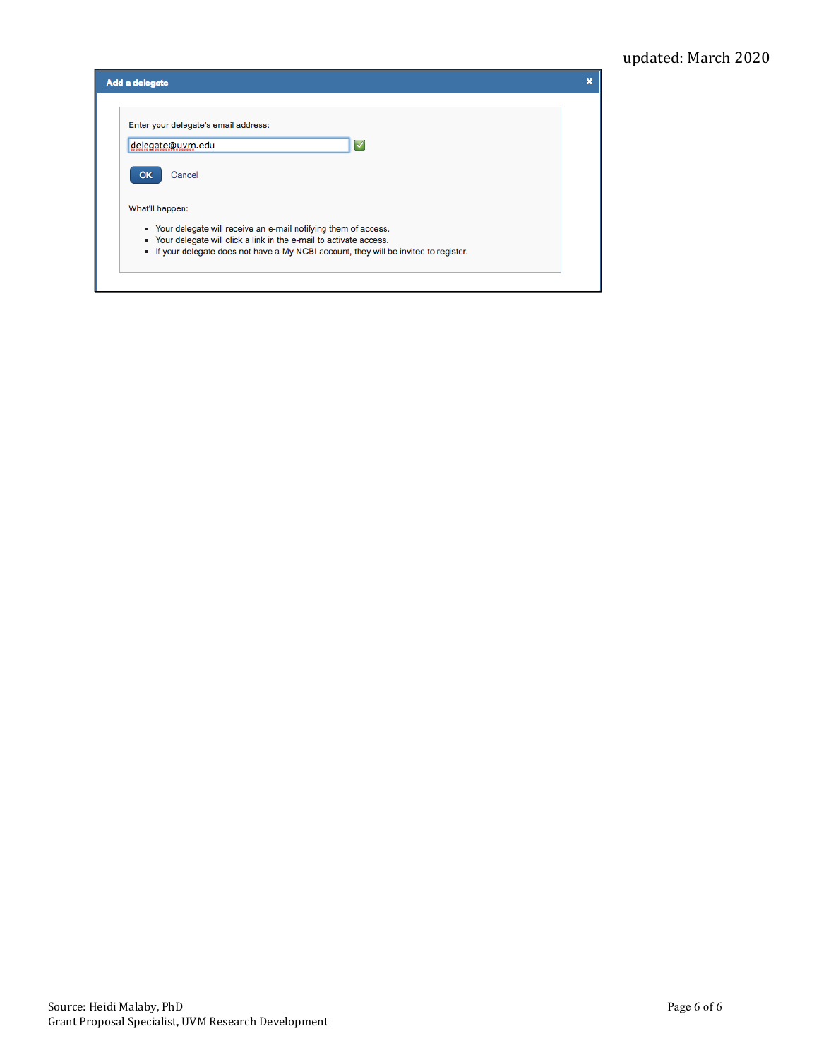updated: March 2020

**Add a delegate**

Enter your delegate's email address:

delegate@uvm.edu

OK Cancel

What'll happen:

- Your delegate will receive an e-mail notifying them of access.
- Your delegate will click a link in the e-mail to activate access.
- If your delegate does not have a My NCBI account, they will be invited to register.

Source: Heidi Malaby, PhD
Grant Proposal Specialist, UVM Research Development